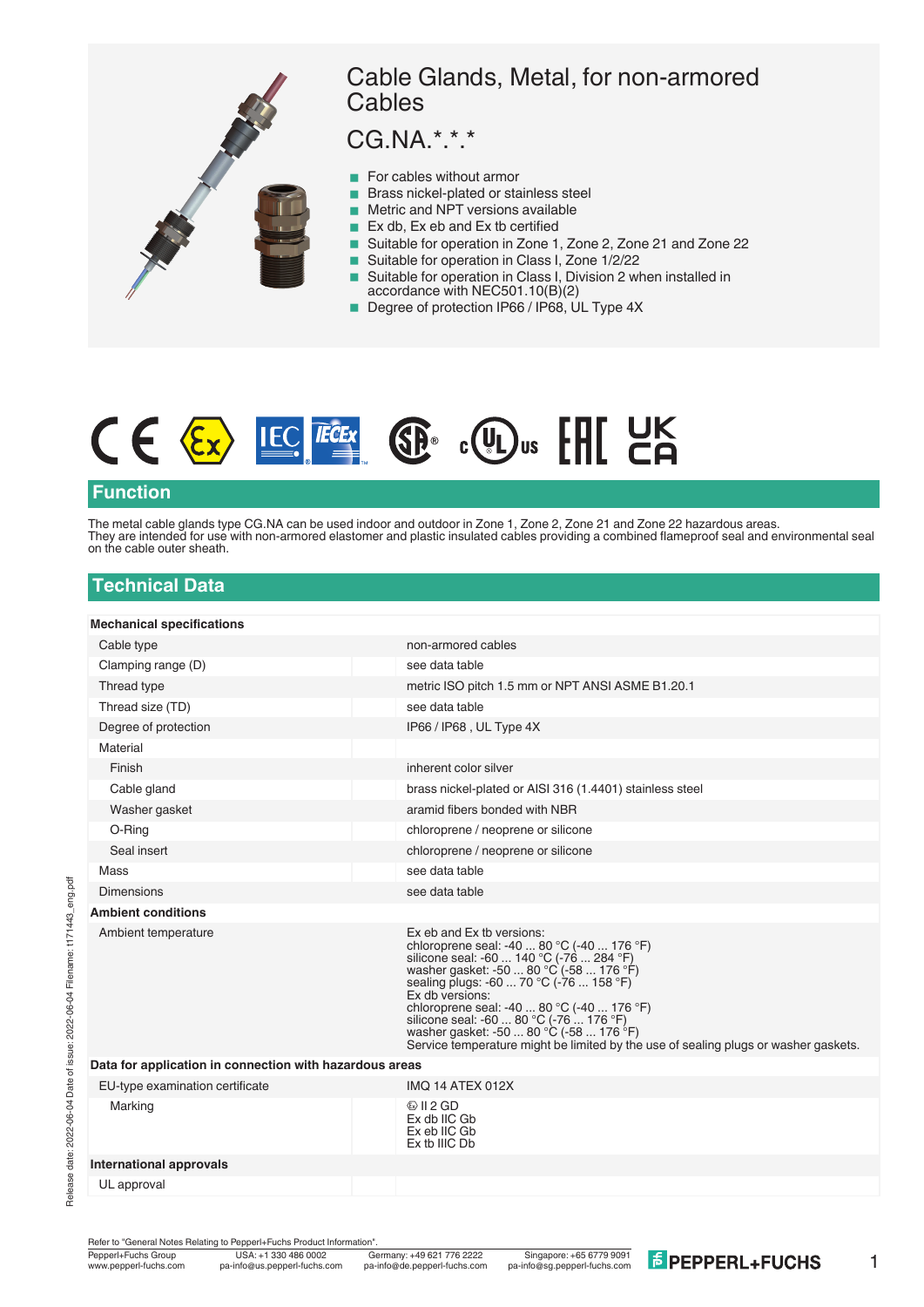# Cable Glands, Metal, for non-armored Cables

## CG.NA.*.*.*

- For cables without armor
- Brass nickel-plated or stainless steel
- Metric and NPT versions available
- Ex db, Ex eb and Ex tb certified
- Suitable for operation in Zone 1, Zone 2, Zone 21 and Zone 22
- Suitable for operation in Class I, Zone 1/2/22
- Suitable for operation in Class I, Division 2 when installed in accordance with NEC501.10(B)(2)
- Degree of protection IP66 / IP68, UL Type 4X

## Function

The metal cable glands type CG.NA can be used indoor and outdoor in Zone 1, Zone 2, Zone 21 and Zone 22 hazardous areas.
They are intended for use with non-armored elastomer and plastic insulated cables providing a combined flameproof seal and environmental seal on the cable outer sheath.

## Technical Data

| | |
|---|---|
| **Mechanical specifications** | |
| Cable type | non-armored cables |
| Clamping range (D) | see data table |
| Thread type | metric ISO pitch 1.5 mm or NPT ANSI ASME B1.20.1 |
| Thread size (TD) | see data table |
| Degree of protection | IP66 / IP68 , UL Type 4X |
| Material | |
| Finish | inherent color silver |
| Cable gland | brass nickel-plated or AISI 316 (1.4401) stainless steel |
| Washer gasket | aramid fibers bonded with NBR |
| O-Ring | chloroprene / neoprene or silicone |
| Seal insert | chloroprene / neoprene or silicone |
| Mass | see data table |
| Dimensions | see data table |
| **Ambient conditions** | |
| Ambient temperature | Ex eb and Ex tb versions:<br>chloroprene seal: -40 ... 80 °C (-40 ... 176 °F)<br>silicone seal: -60 ... 140 °C (-76 ... 284 °F)<br>washer gasket: -50 ... 80 °C (-58 ... 176 °F)<br>sealing plugs: -60 ... 70 °C (-76 ... 158 °F)<br>Ex db versions:<br>chloroprene seal: -40 ... 80 °C (-40 ... 176 °F)<br>silicone seal: -60 ... 80 °C (-76 ... 176 °F)<br>washer gasket: -50 ... 80 °C (-58 ... 176 °F)<br>Service temperature might be limited by the use of sealing plugs or washer gaskets. |
| **Data for application in connection with hazardous areas** | |
| EU-type examination certificate | IMQ 14 ATEX 012X |
| Marking | ⟨Ex⟩ II 2 GD<br>Ex db IIC Gb<br>Ex eb IIC Gb<br>Ex tb IIIC Db |
| **International approvals** | |
| UL approval | |

Refer to "General Notes Relating to Pepperl+Fuchs Product Information".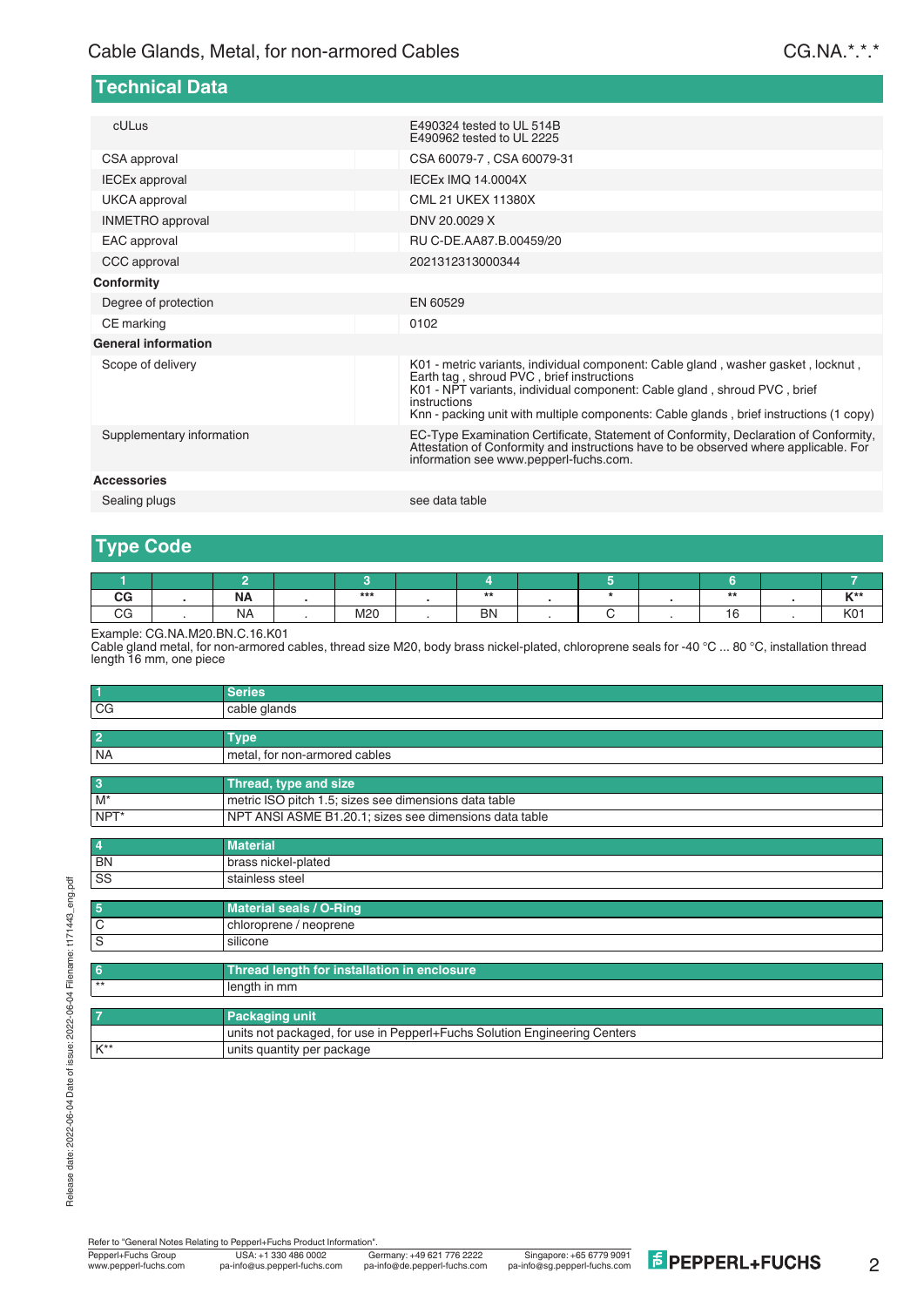## Technical Data

| | |
|---|---|
| cULus | E490324 tested to UL 514B<br>E490962 tested to UL 2225 |
| CSA approval | CSA 60079-7 , CSA 60079-31 |
| IECEx approval | IECEx IMQ 14.0004X |
| UKCA approval | CML 21 UKEX 11380X |
| INMETRO approval | DNV 20.0029 X |
| EAC approval | RU C-DE.AA87.B.00459/20 |
| CCC approval | 2021312313000344 |
| **Conformity** | |
| Degree of protection | EN 60529 |
| CE marking | 0102 |
| **General information** | |
| Scope of delivery | K01 - metric variants, individual component: Cable gland , washer gasket , locknut , Earth tag , shroud PVC , brief instructions<br>K01 - NPT variants, individual component: Cable gland , shroud PVC , brief instructions<br>Knn - packing unit with multiple components: Cable glands , brief instructions (1 copy) |
| Supplementary information | EC-Type Examination Certificate, Statement of Conformity, Declaration of Conformity, Attestation of Conformity and instructions have to be observed where applicable. For information see www.pepperl-fuchs.com. |
| **Accessories** | |
| Sealing plugs | see data table |

## Type Code

| 1 | | 2 | | 3 | | 4 | | 5 | | 6 | | 7 |
|---|---|---|---|---|---|---|---|---|---|---|---|---|
| CG | . | NA | . | *** | . | ** | . | * | . | ** | . | K** |
| CG | . | NA | . | M20 | . | BN | . | C | . | 16 | . | K01 |

Example: CG.NA.M20.BN.C.16.K01
Cable gland metal, for non-armored cables, thread size M20, body brass nickel-plated, chloroprene seals for -40 °C ... 80 °C, installation thread length 16 mm, one piece

| 1 | Series |
|---|---|
| CG | cable glands |

| 2 | Type |
|---|---|
| NA | metal, for non-armored cables |

| 3 | Thread, type and size |
|---|---|
| M* | metric ISO pitch 1.5; sizes see dimensions data table |
| NPT* | NPT ANSI ASME B1.20.1; sizes see dimensions data table |

| 4 | Material |
|---|---|
| BN | brass nickel-plated |
| SS | stainless steel |

| 5 | Material seals / O-Ring |
|---|---|
| C | chloroprene / neoprene |
| S | silicone |

| 6 | Thread length for installation in enclosure |
|---|---|
| ** | length in mm |

| 7 | Packaging unit |
|---|---|
| | units not packaged, for use in Pepperl+Fuchs Solution Engineering Centers |
| K** | units quantity per package |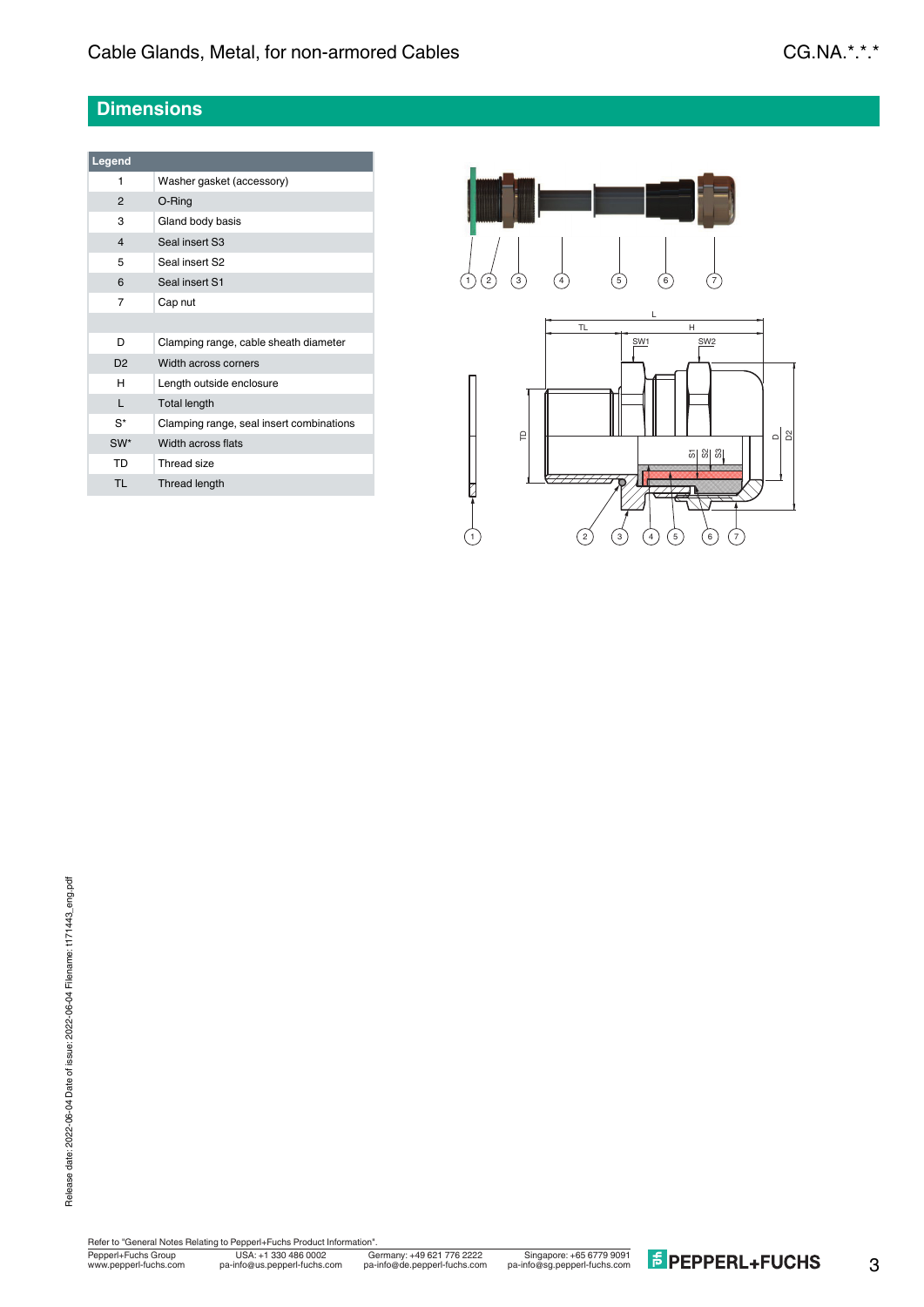## Dimensions

| Legend | |
|---|---|
| 1 | Washer gasket (accessory) |
| 2 | O-Ring |
| 3 | Gland body basis |
| 4 | Seal insert S3 |
| 5 | Seal insert S2 |
| 6 | Seal insert S1 |
| 7 | Cap nut |
| | |
| D | Clamping range, cable sheath diameter |
| D2 | Width across corners |
| H | Length outside enclosure |
| L | Total length |
| S* | Clamping range, seal insert combinations |
| SW* | Width across flats |
| TD | Thread size |
| TL | Thread length |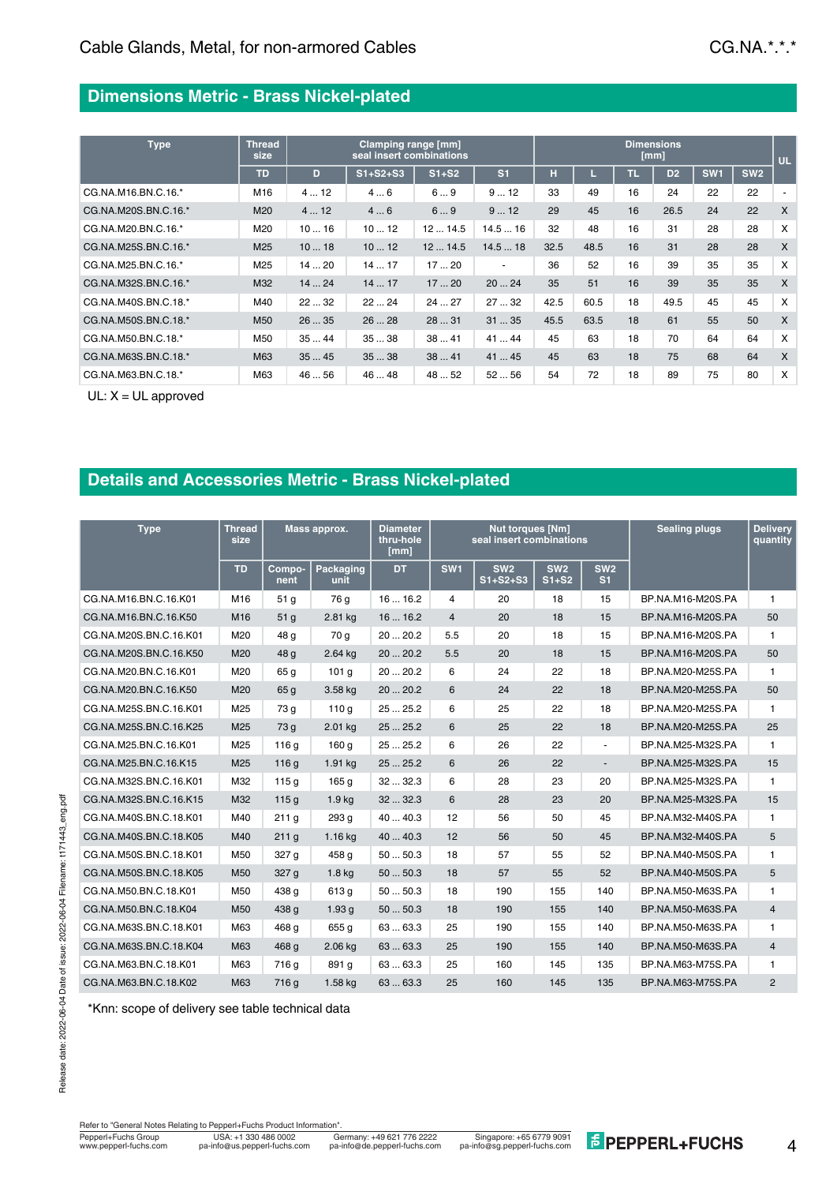## Dimensions Metric - Brass Nickel-plated

| Type | Thread size | Clamping range [mm] seal insert combinations | | | | Dimensions [mm] | | | | | | UL |
|---|---|---|---|---|---|---|---|---|---|---|---|---|
| | TD | D | S1+S2+S3 | S1+S2 | S1 | H | L | TL | D2 | SW1 | SW2 | |
| CG.NA.M16.BN.C.16.* | M16 | 4 ... 12 | 4 ... 6 | 6 ... 9 | 9 ... 12 | 33 | 49 | 16 | 24 | 22 | 22 | - |
| CG.NA.M20S.BN.C.16.* | M20 | 4 ... 12 | 4 ... 6 | 6 ... 9 | 9 ... 12 | 29 | 45 | 16 | 26.5 | 24 | 22 | X |
| CG.NA.M20.BN.C.16.* | M20 | 10 ... 16 | 10 ... 12 | 12 ... 14.5 | 14.5 ... 16 | 32 | 48 | 16 | 31 | 28 | 28 | X |
| CG.NA.M25S.BN.C.16.* | M25 | 10 ... 18 | 10 ... 12 | 12 ... 14.5 | 14.5 ... 18 | 32.5 | 48.5 | 16 | 31 | 28 | 28 | X |
| CG.NA.M25.BN.C.16.* | M25 | 14 ... 20 | 14 ... 17 | 17 ... 20 | - | 36 | 52 | 16 | 39 | 35 | 35 | X |
| CG.NA.M32S.BN.C.16.* | M32 | 14 ... 24 | 14 ... 17 | 17 ... 20 | 20 ... 24 | 35 | 51 | 16 | 39 | 35 | 35 | X |
| CG.NA.M40S.BN.C.18.* | M40 | 22 ... 32 | 22 ... 24 | 24 ... 27 | 27 ... 32 | 42.5 | 60.5 | 18 | 49.5 | 45 | 45 | X |
| CG.NA.M50S.BN.C.18.* | M50 | 26 ... 35 | 26 ... 28 | 28 ... 31 | 31 ... 35 | 45.5 | 63.5 | 18 | 61 | 55 | 50 | X |
| CG.NA.M50.BN.C.18.* | M50 | 35 ... 44 | 35 ... 38 | 38 ... 41 | 41 ... 44 | 45 | 63 | 18 | 70 | 64 | 64 | X |
| CG.NA.M63S.BN.C.18.* | M63 | 35 ... 45 | 35 ... 38 | 38 ... 41 | 41 ... 45 | 45 | 63 | 18 | 75 | 68 | 64 | X |
| CG.NA.M63.BN.C.18.* | M63 | 46 ... 56 | 46 ... 48 | 48 ... 52 | 52 ... 56 | 54 | 72 | 18 | 89 | 75 | 80 | X |

UL: X = UL approved

## Details and Accessories Metric - Brass Nickel-plated

| Type | Thread size | Mass approx. | | Diameter thru-hole [mm] | Nut torques [Nm] seal insert combinations | | | | Sealing plugs | Delivery quantity |
|---|---|---|---|---|---|---|---|---|---|---|
| | TD | Compo-nent | Packaging unit | DT | SW1 | SW2 S1+S2+S3 | SW2 S1+S2 | SW2 S1 | | |
| CG.NA.M16.BN.C.16.K01 | M16 | 51 g | 76 g | 16 ... 16.2 | 4 | 20 | 18 | 15 | BP.NA.M16-M20S.PA | 1 |
| CG.NA.M16.BN.C.16.K50 | M16 | 51 g | 2.81 kg | 16 ... 16.2 | 4 | 20 | 18 | 15 | BP.NA.M16-M20S.PA | 50 |
| CG.NA.M20S.BN.C.16.K01 | M20 | 48 g | 70 g | 20 ... 20.2 | 5.5 | 20 | 18 | 15 | BP.NA.M16-M20S.PA | 1 |
| CG.NA.M20S.BN.C.16.K50 | M20 | 48 g | 2.64 kg | 20 ... 20.2 | 5.5 | 20 | 18 | 15 | BP.NA.M16-M20S.PA | 50 |
| CG.NA.M20.BN.C.16.K01 | M20 | 65 g | 101 g | 20 ... 20.2 | 6 | 24 | 22 | 18 | BP.NA.M20-M25S.PA | 1 |
| CG.NA.M20.BN.C.16.K50 | M20 | 65 g | 3.58 kg | 20 ... 20.2 | 6 | 24 | 22 | 18 | BP.NA.M20-M25S.PA | 50 |
| CG.NA.M25S.BN.C.16.K01 | M25 | 73 g | 110 g | 25 ... 25.2 | 6 | 25 | 22 | 18 | BP.NA.M20-M25S.PA | 1 |
| CG.NA.M25S.BN.C.16.K25 | M25 | 73 g | 2.01 kg | 25 ... 25.2 | 6 | 25 | 22 | 18 | BP.NA.M20-M25S.PA | 25 |
| CG.NA.M25.BN.C.16.K01 | M25 | 116 g | 160 g | 25 ... 25.2 | 6 | 26 | 22 | - | BP.NA.M25-M32S.PA | 1 |
| CG.NA.M25.BN.C.16.K15 | M25 | 116 g | 1.91 kg | 25 ... 25.2 | 6 | 26 | 22 | - | BP.NA.M25-M32S.PA | 15 |
| CG.NA.M32S.BN.C.16.K01 | M32 | 115 g | 165 g | 32 ... 32.3 | 6 | 28 | 23 | 20 | BP.NA.M25-M32S.PA | 1 |
| CG.NA.M32S.BN.C.16.K15 | M32 | 115 g | 1.9 kg | 32 ... 32.3 | 6 | 28 | 23 | 20 | BP.NA.M25-M32S.PA | 15 |
| CG.NA.M40S.BN.C.18.K01 | M40 | 211 g | 293 g | 40 ... 40.3 | 12 | 56 | 50 | 45 | BP.NA.M32-M40S.PA | 1 |
| CG.NA.M40S.BN.C.18.K05 | M40 | 211 g | 1.16 kg | 40 ... 40.3 | 12 | 56 | 50 | 45 | BP.NA.M32-M40S.PA | 5 |
| CG.NA.M50S.BN.C.18.K01 | M50 | 327 g | 458 g | 50 ... 50.3 | 18 | 57 | 55 | 52 | BP.NA.M40-M50S.PA | 1 |
| CG.NA.M50S.BN.C.18.K05 | M50 | 327 g | 1.8 kg | 50 ... 50.3 | 18 | 57 | 55 | 52 | BP.NA.M40-M50S.PA | 5 |
| CG.NA.M50.BN.C.18.K01 | M50 | 438 g | 613 g | 50 ... 50.3 | 18 | 190 | 155 | 140 | BP.NA.M50-M63S.PA | 1 |
| CG.NA.M50.BN.C.18.K04 | M50 | 438 g | 1.93 g | 50 ... 50.3 | 18 | 190 | 155 | 140 | BP.NA.M50-M63S.PA | 4 |
| CG.NA.M63S.BN.C.18.K01 | M63 | 468 g | 655 g | 63 ... 63.3 | 25 | 190 | 155 | 140 | BP.NA.M50-M63S.PA | 1 |
| CG.NA.M63S.BN.C.18.K04 | M63 | 468 g | 2.06 kg | 63 ... 63.3 | 25 | 190 | 155 | 140 | BP.NA.M50-M63S.PA | 4 |
| CG.NA.M63.BN.C.18.K01 | M63 | 716 g | 891 g | 63 ... 63.3 | 25 | 160 | 145 | 135 | BP.NA.M63-M75S.PA | 1 |
| CG.NA.M63.BN.C.18.K02 | M63 | 716 g | 1.58 kg | 63 ... 63.3 | 25 | 160 | 145 | 135 | BP.NA.M63-M75S.PA | 2 |

*Knn: scope of delivery see table technical data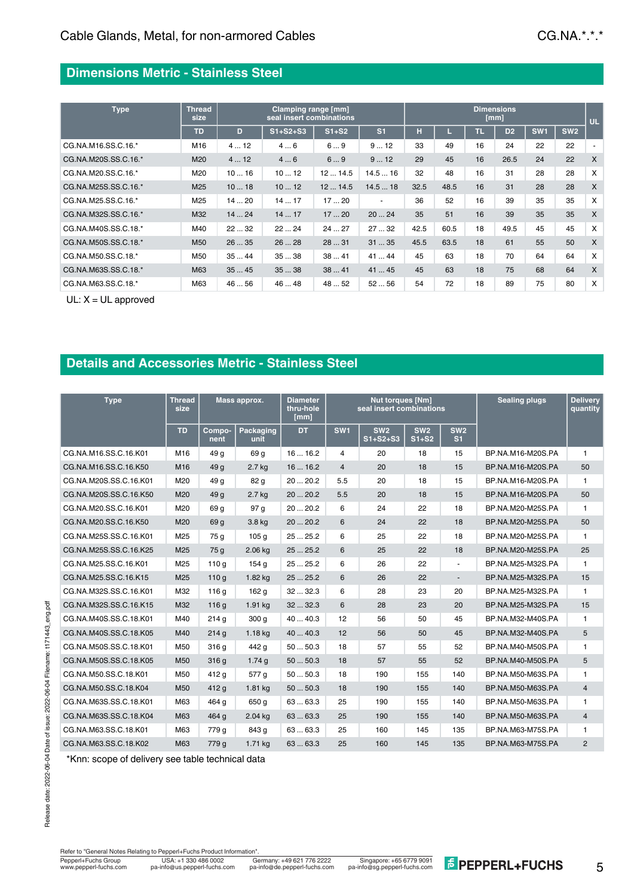## Dimensions Metric - Stainless Steel

| Type | Thread size | Clamping range [mm] seal insert combinations | | | | Dimensions [mm] | | | | | | UL |
|---|---|---|---|---|---|---|---|---|---|---|---|---|
| | TD | D | S1+S2+S3 | S1+S2 | S1 | H | L | TL | D2 | SW1 | SW2 | |
| CG.NA.M16.SS.C.16.* | M16 | 4 ... 12 | 4 ... 6 | 6 ... 9 | 9 ... 12 | 33 | 49 | 16 | 24 | 22 | 22 | - |
| CG.NA.M20S.SS.C.16.* | M20 | 4 ... 12 | 4 ... 6 | 6 ... 9 | 9 ... 12 | 29 | 45 | 16 | 26.5 | 24 | 22 | X |
| CG.NA.M20.SS.C.16.* | M20 | 10 ... 16 | 10 ... 12 | 12 ... 14.5 | 14.5 ... 16 | 32 | 48 | 16 | 31 | 28 | 28 | X |
| CG.NA.M25S.SS.C.16.* | M25 | 10 ... 18 | 10 ... 12 | 12 ... 14.5 | 14.5 ... 18 | 32.5 | 48.5 | 16 | 31 | 28 | 28 | X |
| CG.NA.M25.SS.C.16.* | M25 | 14 ... 20 | 14 ... 17 | 17 ... 20 | - | 36 | 52 | 16 | 39 | 35 | 35 | X |
| CG.NA.M32S.SS.C.16.* | M32 | 14 ... 24 | 14 ... 17 | 17 ... 20 | 20 ... 24 | 35 | 51 | 16 | 39 | 35 | 35 | X |
| CG.NA.M40S.SS.C.18.* | M40 | 22 ... 32 | 22 ... 24 | 24 ... 27 | 27 ... 32 | 42.5 | 60.5 | 18 | 49.5 | 45 | 45 | X |
| CG.NA.M50S.SS.C.18.* | M50 | 26 ... 35 | 26 ... 28 | 28 ... 31 | 31 ... 35 | 45.5 | 63.5 | 18 | 61 | 55 | 50 | X |
| CG.NA.M50.SS.C.18.* | M50 | 35 ... 44 | 35 ... 38 | 38 ... 41 | 41 ... 44 | 45 | 63 | 18 | 70 | 64 | 64 | X |
| CG.NA.M63S.SS.C.18.* | M63 | 35 ... 45 | 35 ... 38 | 38 ... 41 | 41 ... 45 | 45 | 63 | 18 | 75 | 68 | 64 | X |
| CG.NA.M63.SS.C.18.* | M63 | 46 ... 56 | 46 ... 48 | 48 ... 52 | 52 ... 56 | 54 | 72 | 18 | 89 | 75 | 80 | X |

UL: X = UL approved

## Details and Accessories Metric - Stainless Steel

| Type | Thread size | Mass approx. | | Diameter thru-hole [mm] | Nut torques [Nm] seal insert combinations | | | | Sealing plugs | Delivery quantity |
|---|---|---|---|---|---|---|---|---|---|---|
| | TD | Component | Packaging unit | DT | SW1 | SW2 S1+S2+S3 | SW2 S1+S2 | SW2 S1 | | |
| CG.NA.M16.SS.C.16.K01 | M16 | 49 g | 69 g | 16 ... 16.2 | 4 | 20 | 18 | 15 | BP.NA.M16-M20S.PA | 1 |
| CG.NA.M16.SS.C.16.K50 | M16 | 49 g | 2.7 kg | 16 ... 16.2 | 4 | 20 | 18 | 15 | BP.NA.M16-M20S.PA | 50 |
| CG.NA.M20S.SS.C.16.K01 | M20 | 49 g | 82 g | 20 ... 20.2 | 5.5 | 20 | 18 | 15 | BP.NA.M16-M20S.PA | 1 |
| CG.NA.M20S.SS.C.16.K50 | M20 | 49 g | 2.7 kg | 20 ... 20.2 | 5.5 | 20 | 18 | 15 | BP.NA.M16-M20S.PA | 50 |
| CG.NA.M20.SS.C.16.K01 | M20 | 69 g | 97 g | 20 ... 20.2 | 6 | 24 | 22 | 18 | BP.NA.M20-M25S.PA | 1 |
| CG.NA.M20.SS.C.16.K50 | M20 | 69 g | 3.8 kg | 20 ... 20.2 | 6 | 24 | 22 | 18 | BP.NA.M20-M25S.PA | 50 |
| CG.NA.M25S.SS.C.16.K01 | M25 | 75 g | 105 g | 25 ... 25.2 | 6 | 25 | 22 | 18 | BP.NA.M20-M25S.PA | 1 |
| CG.NA.M25S.SS.C.16.K25 | M25 | 75 g | 2.06 kg | 25 ... 25.2 | 6 | 25 | 22 | 18 | BP.NA.M20-M25S.PA | 25 |
| CG.NA.M25.SS.C.16.K01 | M25 | 110 g | 154 g | 25 ... 25.2 | 6 | 26 | 22 | - | BP.NA.M25-M32S.PA | 1 |
| CG.NA.M25.SS.C.16.K15 | M25 | 110 g | 1.82 kg | 25 ... 25.2 | 6 | 26 | 22 | - | BP.NA.M25-M32S.PA | 15 |
| CG.NA.M32S.SS.C.16.K01 | M32 | 116 g | 162 g | 32 ... 32.3 | 6 | 28 | 23 | 20 | BP.NA.M25-M32S.PA | 1 |
| CG.NA.M32S.SS.C.16.K15 | M32 | 116 g | 1.91 kg | 32 ... 32.3 | 6 | 28 | 23 | 20 | BP.NA.M25-M32S.PA | 15 |
| CG.NA.M40S.SS.C.18.K01 | M40 | 214 g | 300 g | 40 ... 40.3 | 12 | 56 | 50 | 45 | BP.NA.M32-M40S.PA | 1 |
| CG.NA.M40S.SS.C.18.K05 | M40 | 214 g | 1.18 kg | 40 ... 40.3 | 12 | 56 | 50 | 45 | BP.NA.M32-M40S.PA | 5 |
| CG.NA.M50S.SS.C.18.K01 | M50 | 316 g | 442 g | 50 ... 50.3 | 18 | 57 | 55 | 52 | BP.NA.M40-M50S.PA | 1 |
| CG.NA.M50S.SS.C.18.K05 | M50 | 316 g | 1.74 g | 50 ... 50.3 | 18 | 57 | 55 | 52 | BP.NA.M40-M50S.PA | 5 |
| CG.NA.M50.SS.C.18.K01 | M50 | 412 g | 577 g | 50 ... 50.3 | 18 | 190 | 155 | 140 | BP.NA.M50-M63S.PA | 1 |
| CG.NA.M50.SS.C.18.K04 | M50 | 412 g | 1.81 kg | 50 ... 50.3 | 18 | 190 | 155 | 140 | BP.NA.M50-M63S.PA | 4 |
| CG.NA.M63S.SS.C.18.K01 | M63 | 464 g | 650 g | 63 ... 63.3 | 25 | 190 | 155 | 140 | BP.NA.M50-M63S.PA | 1 |
| CG.NA.M63S.SS.C.18.K04 | M63 | 464 g | 2.04 kg | 63 ... 63.3 | 25 | 190 | 155 | 140 | BP.NA.M50-M63S.PA | 4 |
| CG.NA.M63.SS.C.18.K01 | M63 | 779 g | 843 g | 63 ... 63.3 | 25 | 160 | 145 | 135 | BP.NA.M63-M75S.PA | 1 |
| CG.NA.M63.SS.C.18.K02 | M63 | 779 g | 1.71 kg | 63 ... 63.3 | 25 | 160 | 145 | 135 | BP.NA.M63-M75S.PA | 2 |

*Knn: scope of delivery see table technical data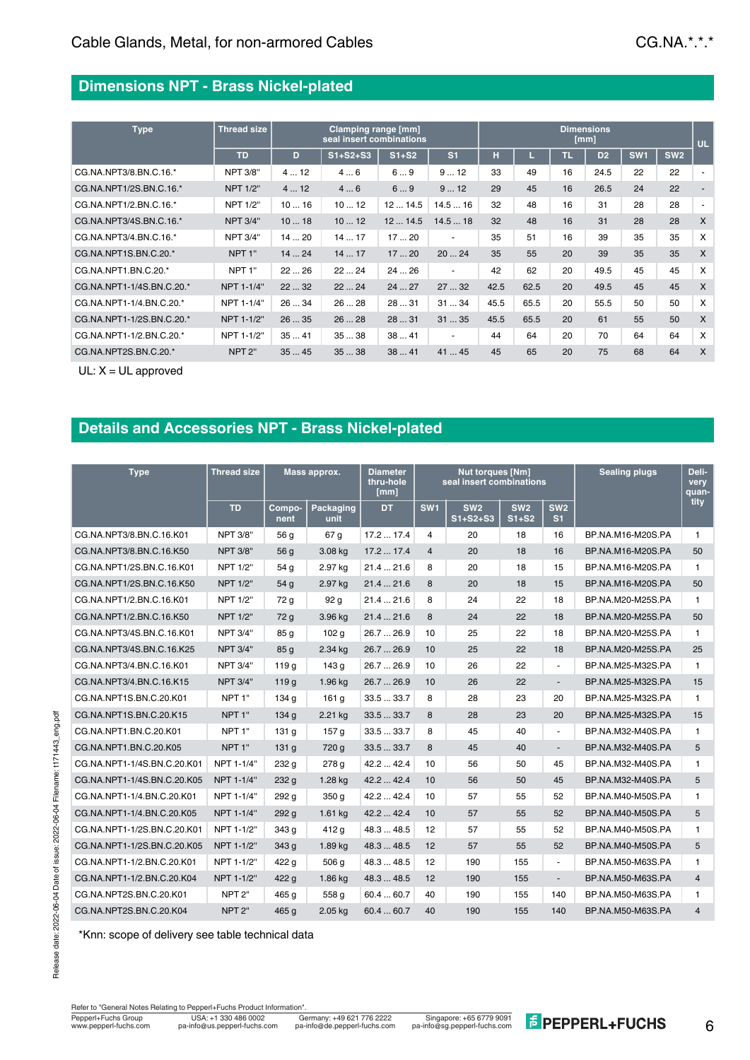## Dimensions NPT - Brass Nickel-plated

| Type | Thread size | Clamping range [mm] seal insert combinations | | | | Dimensions [mm] | | | | | | UL |
|---|---|---|---|---|---|---|---|---|---|---|---|---|
| | TD | D | S1+S2+S3 | S1+S2 | S1 | H | L | TL | D2 | SW1 | SW2 | |
| CG.NA.NPT3/8.BN.C.16.* | NPT 3/8" | 4 … 12 | 4 … 6 | 6 … 9 | 9 … 12 | 33 | 49 | 16 | 24.5 | 22 | 22 | - |
| CG.NA.NPT1/2S.BN.C.16.* | NPT 1/2" | 4 … 12 | 4 … 6 | 6 … 9 | 9 … 12 | 29 | 45 | 16 | 26.5 | 24 | 22 | - |
| CG.NA.NPT1/2.BN.C.16.* | NPT 1/2" | 10 … 16 | 10 … 12 | 12 … 14.5 | 14.5 … 16 | 32 | 48 | 16 | 31 | 28 | 28 | - |
| CG.NA.NPT3/4S.BN.C.16.* | NPT 3/4" | 10 … 18 | 10 … 12 | 12 … 14.5 | 14.5 … 18 | 32 | 48 | 16 | 31 | 28 | 28 | X |
| CG.NA.NPT3/4.BN.C.16.* | NPT 3/4" | 14 … 20 | 14 … 17 | 17 … 20 | - | 35 | 51 | 16 | 39 | 35 | 35 | X |
| CG.NA.NPT1S.BN.C.20.* | NPT 1" | 14 … 24 | 14 … 17 | 17 … 20 | 20 … 24 | 35 | 55 | 20 | 39 | 35 | 35 | X |
| CG.NA.NPT1.BN.C.20.* | NPT 1" | 22 … 26 | 22 … 24 | 24 … 26 | - | 42 | 62 | 20 | 49.5 | 45 | 45 | X |
| CG.NA.NPT1-1/4S.BN.C.20.* | NPT 1-1/4" | 22 … 32 | 22 … 24 | 24 … 27 | 27 … 32 | 42.5 | 62.5 | 20 | 49.5 | 45 | 45 | X |
| CG.NA.NPT1-1/4.BN.C.20.* | NPT 1-1/4" | 26 … 34 | 26 … 28 | 28 … 31 | 31 … 34 | 45.5 | 65.5 | 20 | 55.5 | 50 | 50 | X |
| CG.NA.NPT1-1/2S.BN.C.20.* | NPT 1-1/2" | 26 … 35 | 26 … 28 | 28 … 31 | 31 … 35 | 45.5 | 65.5 | 20 | 61 | 55 | 50 | X |
| CG.NA.NPT1-1/2.BN.C.20.* | NPT 1-1/2" | 35 … 41 | 35 … 38 | 38 … 41 | - | 44 | 64 | 20 | 70 | 64 | 64 | X |
| CG.NA.NPT2S.BN.C.20.* | NPT 2" | 35 … 45 | 35 … 38 | 38 … 41 | 41 … 45 | 45 | 65 | 20 | 75 | 68 | 64 | X |

UL: X = UL approved

## Details and Accessories NPT - Brass Nickel-plated

| Type | Thread size | Mass approx. | | Diameter thru-hole [mm] | Nut torques [Nm] seal insert combinations | | | | Sealing plugs | Deli-very quan-tity |
|---|---|---|---|---|---|---|---|---|---|---|
| | TD | Compo-nent | Packaging unit | DT | SW1 | SW2 S1+S2+S3 | SW2 S1+S2 | SW2 S1 | | |
| CG.NA.NPT3/8.BN.C.16.K01 | NPT 3/8" | 56 g | 67 g | 17.2 … 17.4 | 4 | 20 | 18 | 16 | BP.NA.M16-M20S.PA | 1 |
| CG.NA.NPT3/8.BN.C.16.K50 | NPT 3/8" | 56 g | 3.08 kg | 17.2 … 17.4 | 4 | 20 | 18 | 16 | BP.NA.M16-M20S.PA | 50 |
| CG.NA.NPT1/2S.BN.C.16.K01 | NPT 1/2" | 54 g | 2.97 kg | 21.4 … 21.6 | 8 | 20 | 18 | 15 | BP.NA.M16-M20S.PA | 1 |
| CG.NA.NPT1/2S.BN.C.16.K50 | NPT 1/2" | 54 g | 2.97 kg | 21.4 … 21.6 | 8 | 20 | 18 | 15 | BP.NA.M16-M20S.PA | 50 |
| CG.NA.NPT1/2.BN.C.16.K01 | NPT 1/2" | 72 g | 92 g | 21.4 … 21.6 | 8 | 24 | 22 | 18 | BP.NA.M20-M25S.PA | 1 |
| CG.NA.NPT1/2.BN.C.16.K50 | NPT 1/2" | 72 g | 3.96 kg | 21.4 … 21.6 | 8 | 24 | 22 | 18 | BP.NA.M20-M25S.PA | 50 |
| CG.NA.NPT3/4S.BN.C.16.K01 | NPT 3/4" | 85 g | 102 g | 26.7 … 26.9 | 10 | 25 | 22 | 18 | BP.NA.M20-M25S.PA | 1 |
| CG.NA.NPT3/4S.BN.C.16.K25 | NPT 3/4" | 85 g | 2.34 kg | 26.7 … 26.9 | 10 | 25 | 22 | 18 | BP.NA.M20-M25S.PA | 25 |
| CG.NA.NPT3/4.BN.C.16.K01 | NPT 3/4" | 119 g | 143 g | 26.7 … 26.9 | 10 | 26 | 22 | - | BP.NA.M25-M32S.PA | 1 |
| CG.NA.NPT3/4.BN.C.16.K15 | NPT 3/4" | 119 g | 1.96 kg | 26.7 … 26.9 | 10 | 26 | 22 | - | BP.NA.M25-M32S.PA | 15 |
| CG.NA.NPT1S.BN.C.20.K01 | NPT 1" | 134 g | 161 g | 33.5 … 33.7 | 8 | 28 | 23 | 20 | BP.NA.M25-M32S.PA | 1 |
| CG.NA.NPT1S.BN.C.20.K15 | NPT 1" | 134 g | 2.21 kg | 33.5 … 33.7 | 8 | 28 | 23 | 20 | BP.NA.M25-M32S.PA | 15 |
| CG.NA.NPT1.BN.C.20.K01 | NPT 1" | 131 g | 157 g | 33.5 … 33.7 | 8 | 45 | 40 | - | BP.NA.M32-M40S.PA | 1 |
| CG.NA.NPT1.BN.C.20.K05 | NPT 1" | 131 g | 720 g | 33.5 … 33.7 | 8 | 45 | 40 | - | BP.NA.M32-M40S.PA | 5 |
| CG.NA.NPT1-1/4S.BN.C.20.K01 | NPT 1-1/4" | 232 g | 278 g | 42.2 … 42.4 | 10 | 56 | 50 | 45 | BP.NA.M32-M40S.PA | 1 |
| CG.NA.NPT1-1/4S.BN.C.20.K05 | NPT 1-1/4" | 232 g | 1.28 kg | 42.2 … 42.4 | 10 | 56 | 50 | 45 | BP.NA.M32-M40S.PA | 5 |
| CG.NA.NPT1-1/4.BN.C.20.K01 | NPT 1-1/4" | 292 g | 350 g | 42.2 … 42.4 | 10 | 57 | 55 | 52 | BP.NA.M40-M50S.PA | 1 |
| CG.NA.NPT1-1/4.BN.C.20.K05 | NPT 1-1/4" | 292 g | 1.61 kg | 42.2 … 42.4 | 10 | 57 | 55 | 52 | BP.NA.M40-M50S.PA | 5 |
| CG.NA.NPT1-1/2S.BN.C.20.K01 | NPT 1-1/2" | 343 g | 412 g | 48.3 … 48.5 | 12 | 57 | 55 | 52 | BP.NA.M40-M50S.PA | 1 |
| CG.NA.NPT1-1/2S.BN.C.20.K05 | NPT 1-1/2" | 343 g | 1.89 kg | 48.3 … 48.5 | 12 | 57 | 55 | 52 | BP.NA.M40-M50S.PA | 5 |
| CG.NA.NPT1-1/2.BN.C.20.K01 | NPT 1-1/2" | 422 g | 506 g | 48.3 … 48.5 | 12 | 190 | 155 | - | BP.NA.M50-M63S.PA | 1 |
| CG.NA.NPT1-1/2.BN.C.20.K04 | NPT 1-1/2" | 422 g | 1.86 kg | 48.3 … 48.5 | 12 | 190 | 155 | - | BP.NA.M50-M63S.PA | 4 |
| CG.NA.NPT2S.BN.C.20.K01 | NPT 2" | 465 g | 558 g | 60.4 … 60.7 | 40 | 190 | 155 | 140 | BP.NA.M50-M63S.PA | 1 |
| CG.NA.NPT2S.BN.C.20.K04 | NPT 2" | 465 g | 2.05 kg | 60.4 … 60.7 | 40 | 190 | 155 | 140 | BP.NA.M50-M63S.PA | 4 |

*Knn: scope of delivery see table technical data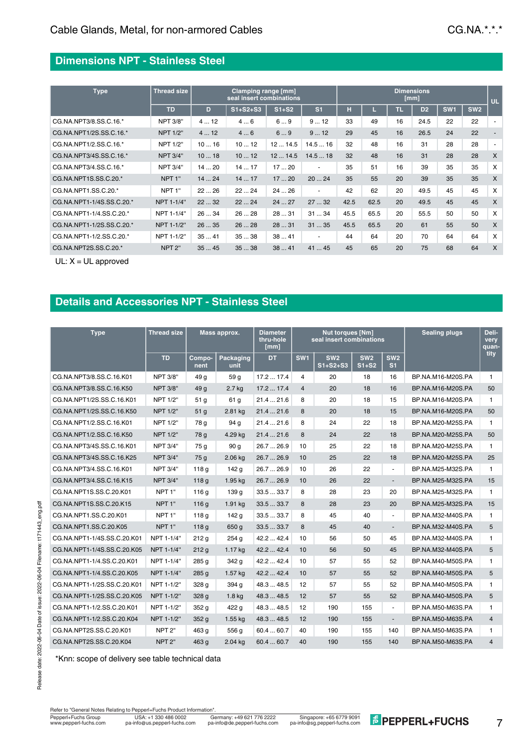## Dimensions NPT - Stainless Steel

| Type | Thread size | Clamping range [mm] seal insert combinations | | | | Dimensions [mm] | | | | | | UL |
|---|---|---|---|---|---|---|---|---|---|---|---|---|
| | TD | D | S1+S2+S3 | S1+S2 | S1 | H | L | TL | D2 | SW1 | SW2 | |
| CG.NA.NPT3/8.SS.C.16.* | NPT 3/8" | 4 ... 12 | 4 ... 6 | 6 ... 9 | 9 ... 12 | 33 | 49 | 16 | 24.5 | 22 | 22 | - |
| CG.NA.NPT1/2S.SS.C.16.* | NPT 1/2" | 4 ... 12 | 4 ... 6 | 6 ... 9 | 9 ... 12 | 29 | 45 | 16 | 26.5 | 24 | 22 | - |
| CG.NA.NPT1/2.SS.C.16.* | NPT 1/2" | 10 ... 16 | 10 ... 12 | 12 ... 14.5 | 14.5 ... 16 | 32 | 48 | 16 | 31 | 28 | 28 | - |
| CG.NA.NPT3/4S.SS.C.16.* | NPT 3/4" | 10 ... 18 | 10 ... 12 | 12 ... 14.5 | 14.5 ... 18 | 32 | 48 | 16 | 31 | 28 | 28 | X |
| CG.NA.NPT3/4.SS.C.16.* | NPT 3/4" | 14 ... 20 | 14 ... 17 | 17 ... 20 | - | 35 | 51 | 16 | 39 | 35 | 35 | X |
| CG.NA.NPT1S.SS.C.20.* | NPT 1" | 14 ... 24 | 14 ... 17 | 17 ... 20 | 20 ... 24 | 35 | 55 | 20 | 39 | 35 | 35 | X |
| CG.NA.NPT1.SS.C.20.* | NPT 1" | 22 ... 26 | 22 ... 24 | 24 ... 26 | - | 42 | 62 | 20 | 49.5 | 45 | 45 | X |
| CG.NA.NPT1-1/4S.SS.C.20.* | NPT 1-1/4" | 22 ... 32 | 22 ... 24 | 24 ... 27 | 27 ... 32 | 42.5 | 62.5 | 20 | 49.5 | 45 | 45 | X |
| CG.NA.NPT1-1/4.SS.C.20.* | NPT 1-1/4" | 26 ... 34 | 26 ... 28 | 28 ... 31 | 31 ... 34 | 45.5 | 65.5 | 20 | 55.5 | 50 | 50 | X |
| CG.NA.NPT1-1/2S.SS.C.20.* | NPT 1-1/2" | 26 ... 35 | 26 ... 28 | 28 ... 31 | 31 ... 35 | 45.5 | 65.5 | 20 | 61 | 55 | 50 | X |
| CG.NA.NPT1-1/2.SS.C.20.* | NPT 1-1/2" | 35 ... 41 | 35 ... 38 | 38 ... 41 | - | 44 | 64 | 20 | 70 | 64 | 64 | X |
| CG.NA.NPT2S.SS.C.20.* | NPT 2" | 35 ... 45 | 35 ... 38 | 38 ... 41 | 41 ... 45 | 45 | 65 | 20 | 75 | 68 | 64 | X |

UL: X = UL approved

## Details and Accessories NPT - Stainless Steel

| Type | Thread size | Mass approx. | | Diameter thru-hole [mm] | Nut torques [Nm] seal insert combinations | | | | Sealing plugs | Delivery quantity |
|---|---|---|---|---|---|---|---|---|---|---|
| | TD | Component | Packaging unit | DT | SW1 | SW2 S1+S2+S3 | SW2 S1+S2 | SW2 S1 | | |
| CG.NA.NPT3/8.SS.C.16.K01 | NPT 3/8" | 49 g | 59 g | 17.2 ... 17.4 | 4 | 20 | 18 | 16 | BP.NA.M16-M20S.PA | 1 |
| CG.NA.NPT3/8.SS.C.16.K50 | NPT 3/8" | 49 g | 2.7 kg | 17.2 ... 17.4 | 4 | 20 | 18 | 16 | BP.NA.M16-M20S.PA | 50 |
| CG.NA.NPT1/2S.SS.C.16.K01 | NPT 1/2" | 51 g | 61 g | 21.4 ... 21.6 | 8 | 20 | 18 | 15 | BP.NA.M16-M20S.PA | 1 |
| CG.NA.NPT1/2S.SS.C.16.K50 | NPT 1/2" | 51 g | 2.81 kg | 21.4 ... 21.6 | 8 | 20 | 18 | 15 | BP.NA.M16-M20S.PA | 50 |
| CG.NA.NPT1/2.SS.C.16.K01 | NPT 1/2" | 78 g | 94 g | 21.4 ... 21.6 | 8 | 24 | 22 | 18 | BP.NA.M20-M25S.PA | 1 |
| CG.NA.NPT1/2.SS.C.16.K50 | NPT 1/2" | 78 g | 4.29 kg | 21.4 ... 21.6 | 8 | 24 | 22 | 18 | BP.NA.M20-M25S.PA | 50 |
| CG.NA.NPT3/4S.SS.C.16.K01 | NPT 3/4" | 75 g | 90 g | 26.7 ... 26.9 | 10 | 25 | 22 | 18 | BP.NA.M20-M25S.PA | 1 |
| CG.NA.NPT3/4S.SS.C.16.K25 | NPT 3/4" | 75 g | 2.06 kg | 26.7 ... 26.9 | 10 | 25 | 22 | 18 | BP.NA.M20-M25S.PA | 25 |
| CG.NA.NPT3/4.SS.C.16.K01 | NPT 3/4" | 118 g | 142 g | 26.7 ... 26.9 | 10 | 26 | 22 | - | BP.NA.M25-M32S.PA | 1 |
| CG.NA.NPT3/4.SS.C.16.K15 | NPT 3/4" | 118 g | 1.95 kg | 26.7 ... 26.9 | 10 | 26 | 22 | - | BP.NA.M25-M32S.PA | 15 |
| CG.NA.NPT1S.SS.C.20.K01 | NPT 1" | 116 g | 139 g | 33.5 ... 33.7 | 8 | 28 | 23 | 20 | BP.NA.M25-M32S.PA | 1 |
| CG.NA.NPT1S.SS.C.20.K15 | NPT 1" | 116 g | 1.91 kg | 33.5 ... 33.7 | 8 | 28 | 23 | 20 | BP.NA.M25-M32S.PA | 15 |
| CG.NA.NPT1.SS.C.20.K01 | NPT 1" | 118 g | 142 g | 33.5 ... 33.7 | 8 | 45 | 40 | - | BP.NA.M32-M40S.PA | 1 |
| CG.NA.NPT1.SS.C.20.K05 | NPT 1" | 118 g | 650 g | 33.5 ... 33.7 | 8 | 45 | 40 | - | BP.NA.M32-M40S.PA | 5 |
| CG.NA.NPT1-1/4S.SS.C.20.K01 | NPT 1-1/4" | 212 g | 254 g | 42.2 ... 42.4 | 10 | 56 | 50 | 45 | BP.NA.M32-M40S.PA | 1 |
| CG.NA.NPT1-1/4S.SS.C.20.K05 | NPT 1-1/4" | 212 g | 1.17 kg | 42.2 ... 42.4 | 10 | 56 | 50 | 45 | BP.NA.M32-M40S.PA | 5 |
| CG.NA.NPT1-1/4.SS.C.20.K01 | NPT 1-1/4" | 285 g | 342 g | 42.2 ... 42.4 | 10 | 57 | 55 | 52 | BP.NA.M40-M50S.PA | 1 |
| CG.NA.NPT1-1/4.SS.C.20.K05 | NPT 1-1/4" | 285 g | 1.57 kg | 42.2 ... 42.4 | 10 | 57 | 55 | 52 | BP.NA.M40-M50S.PA | 5 |
| CG.NA.NPT1-1/2S.SS.C.20.K01 | NPT 1-1/2" | 328 g | 394 g | 48.3 ... 48.5 | 12 | 57 | 55 | 52 | BP.NA.M40-M50S.PA | 1 |
| CG.NA.NPT1-1/2S.SS.C.20.K05 | NPT 1-1/2" | 328 g | 1.8 kg | 48.3 ... 48.5 | 12 | 57 | 55 | 52 | BP.NA.M40-M50S.PA | 5 |
| CG.NA.NPT1-1/2.SS.C.20.K01 | NPT 1-1/2" | 352 g | 422 g | 48.3 ... 48.5 | 12 | 190 | 155 | - | BP.NA.M50-M63S.PA | 1 |
| CG.NA.NPT1-1/2.SS.C.20.K04 | NPT 1-1/2" | 352 g | 1.55 kg | 48.3 ... 48.5 | 12 | 190 | 155 | - | BP.NA.M50-M63S.PA | 4 |
| CG.NA.NPT2S.SS.C.20.K01 | NPT 2" | 463 g | 556 g | 60.4 ... 60.7 | 40 | 190 | 155 | 140 | BP.NA.M50-M63S.PA | 1 |
| CG.NA.NPT2S.SS.C.20.K04 | NPT 2" | 463 g | 2.04 kg | 60.4 ... 60.7 | 40 | 190 | 155 | 140 | BP.NA.M50-M63S.PA | 4 |

*Knn: scope of delivery see table technical data